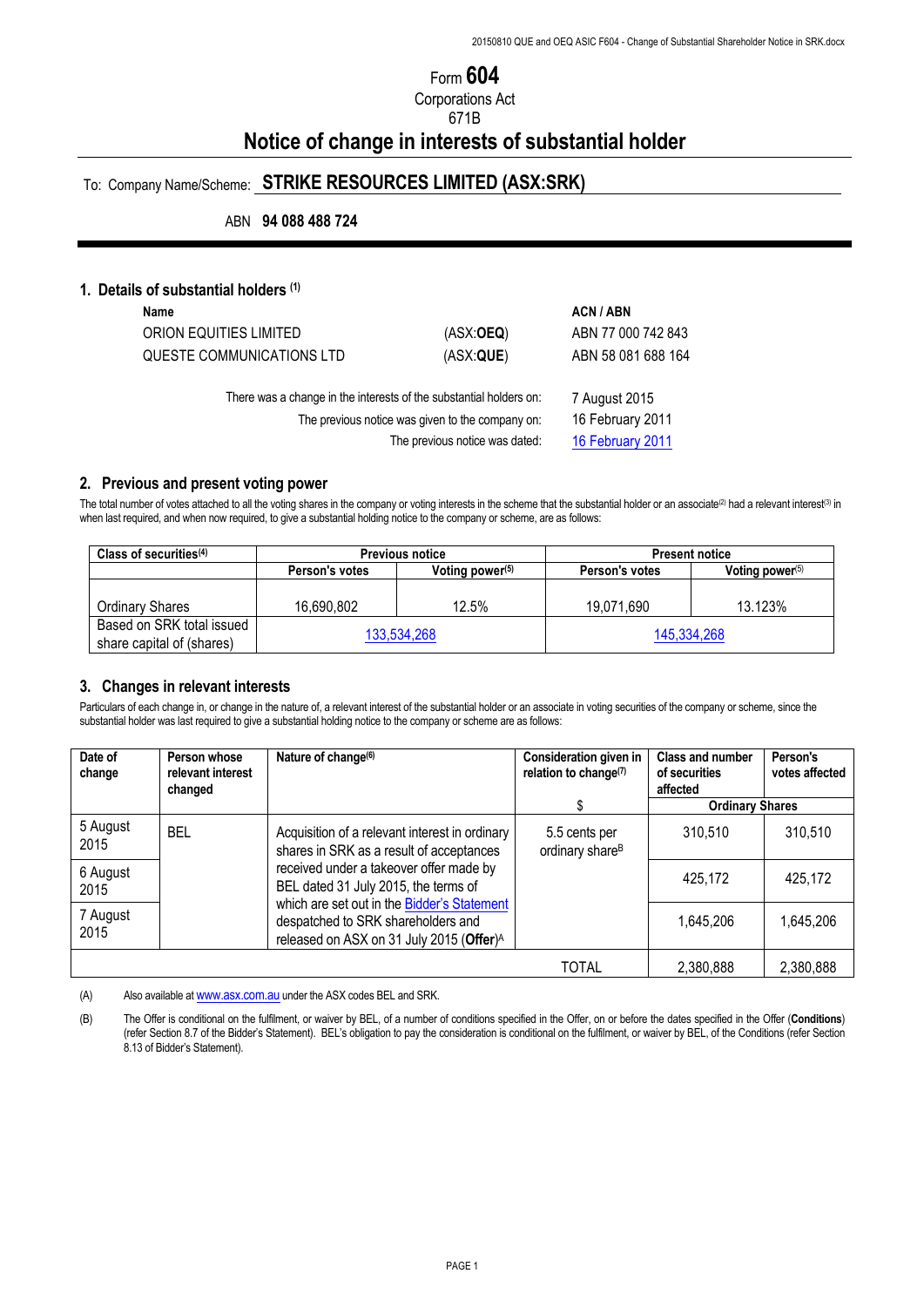Form **604**

Corporations Act

671B

# Notice of change in interests of substantial holder

To: Company Name/Scheme: **STRIKE RESOURCES LIMITED (ASX:SRK)**

ABN **94 088 488 724**

## 1. Details of substantial holders [(1)]

| Name | | ACN / ABN |
|---|---|---|
| ORION EQUITIES LIMITED | (ASX:**OEQ**) | ABN 77 000 742 843 |
| QUESTE COMMUNICATIONS LTD | (ASX:**QUE**) | ABN 58 081 688 164 |

There was a change in the interests of the substantial holders on: 7 August 2015

The previous notice was given to the company on: 16 February 2011

The previous notice was dated: 16 February 2011

## 2. Previous and present voting power

The total number of votes attached to all the voting shares in the company or voting interests in the scheme that the substantial holder or an associate[(2)] had a relevant interest[(3)] in when last required, and when now required, to give a substantial holding notice to the company or scheme, are as follows:

| Class of securities[(4)] | Previous notice | | Present notice | |
|---|---|---|---|---|
| | Person's votes | Voting power[(5)] | Person's votes | Voting power[(5)] |
| Ordinary Shares | 16,690,802 | 12.5% | 19,071,690 | 13.123% |
| Based on SRK total issued share capital of (shares) | 133,534,268 | | 145,334,268 | |

## 3. Changes in relevant interests

Particulars of each change in, or change in the nature of, a relevant interest of the substantial holder or an associate in voting securities of the company or scheme, since the substantial holder was last required to give a substantial holding notice to the company or scheme are as follows:

| Date of change | Person whose relevant interest changed | Nature of change[(6)] | Consideration given in relation to change[(7)] | Class and number of securities affected | Person's votes affected |
|---|---|---|---|---|---|
| | | | $ | Ordinary Shares | |
| 5 August 2015 | BEL | Acquisition of a relevant interest in ordinary shares in SRK as a result of acceptances received under a takeover offer made by BEL dated 31 July 2015, the terms of which are set out in the Bidder's Statement despatched to SRK shareholders and released on ASX on 31 July 2015 (**Offer**)[A] | 5.5 cents per ordinary share[B] | 310,510 | 310,510 |
| 6 August 2015 | | | | 425,172 | 425,172 |
| 7 August 2015 | | | | 1,645,206 | 1,645,206 |
| | | | TOTAL | 2,380,888 | 2,380,888 |

(A) Also available at www.asx.com.au under the ASX codes BEL and SRK.

(B) The Offer is conditional on the fulfilment, or waiver by BEL, of a number of conditions specified in the Offer, on or before the dates specified in the Offer (**Conditions**) (refer Section 8.7 of the Bidder's Statement). BEL's obligation to pay the consideration is conditional on the fulfilment, or waiver by BEL, of the Conditions (refer Section 8.13 of Bidder's Statement).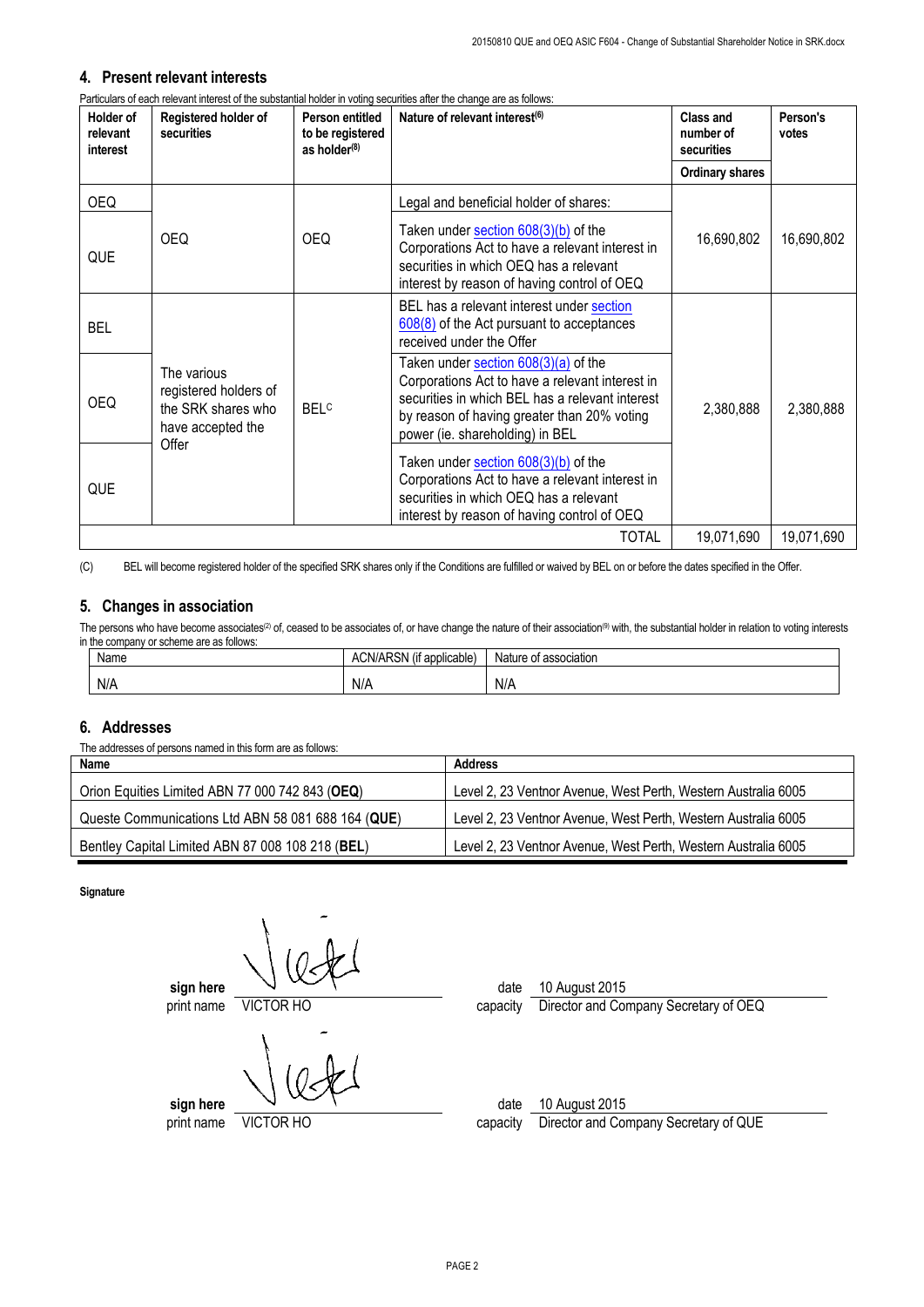## 4. Present relevant interests

Particulars of each relevant interest of the substantial holder in voting securities after the change are as follows:

| Holder of relevant interest | Registered holder of securities | Person entitled to be registered as holder[(8)] | Nature of relevant interest[(6)] | Class and number of securities | Person's votes |
|---|---|---|---|---|---|
| | | | | Ordinary shares | |
| OEQ | OEQ | OEQ | Legal and beneficial holder of shares: | 16,690,802 | 16,690,802 |
| QUE | | | Taken under section 608(3)(b) of the Corporations Act to have a relevant interest in securities in which OEQ has a relevant interest by reason of having control of OEQ | | |
| BEL | The various registered holders of the SRK shares who have accepted the Offer | BEL[C] | BEL has a relevant interest under section 608(8) of the Act pursuant to acceptances received under the Offer | 2,380,888 | 2,380,888 |
| OEQ | | | Taken under section 608(3)(a) of the Corporations Act to have a relevant interest in securities in which BEL has a relevant interest by reason of having greater than 20% voting power (ie. shareholding) in BEL | | |
| QUE | | | Taken under section 608(3)(b) of the Corporations Act to have a relevant interest in securities in which OEQ has a relevant interest by reason of having control of OEQ | | |
| | | | TOTAL | 19,071,690 | 19,071,690 |

(C) BEL will become registered holder of the specified SRK shares only if the Conditions are fulfilled or waived by BEL on or before the dates specified in the Offer.

## 5. Changes in association

The persons who have become associates[(2)] of, ceased to be associates of, or have change the nature of their association[(9)] with, the substantial holder in relation to voting interests in the company or scheme are as follows:

| Name | ACN/ARSN (if applicable) | Nature of association |
|---|---|---|
| N/A | N/A | N/A |

## 6. Addresses

The addresses of persons named in this form are as follows:

| Name | Address |
|---|---|
| Orion Equities Limited ABN 77 000 742 843 (**OEQ**) | Level 2, 23 Ventnor Avenue, West Perth, Western Australia 6005 |
| Queste Communications Ltd ABN 58 081 688 164 (**QUE**) | Level 2, 23 Ventnor Avenue, West Perth, Western Australia 6005 |
| Bentley Capital Limited ABN 87 008 108 218 (**BEL**) | Level 2, 23 Ventnor Avenue, West Perth, Western Australia 6005 |

**Signature**

**sign here**
print name VICTOR HO

date 10 August 2015
capacity Director and Company Secretary of OEQ

**sign here**
print name VICTOR HO

date 10 August 2015
capacity Director and Company Secretary of QUE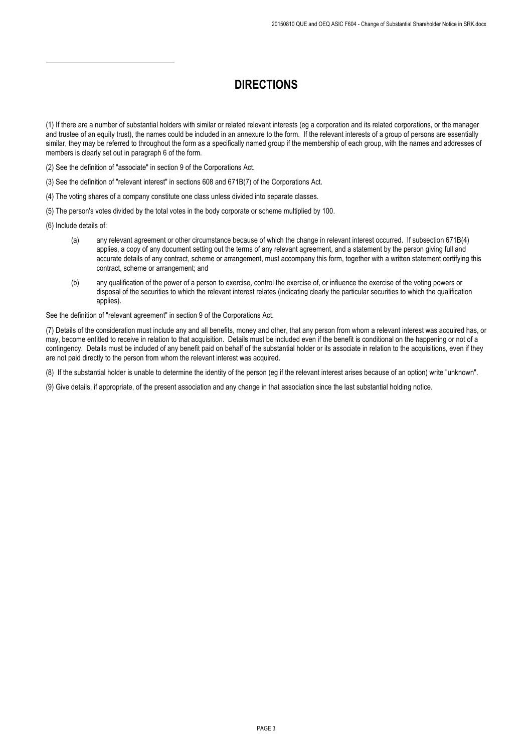# DIRECTIONS

(1) If there are a number of substantial holders with similar or related relevant interests (eg a corporation and its related corporations, or the manager and trustee of an equity trust), the names could be included in an annexure to the form. If the relevant interests of a group of persons are essentially similar, they may be referred to throughout the form as a specifically named group if the membership of each group, with the names and addresses of members is clearly set out in paragraph 6 of the form.

(2) See the definition of "associate" in section 9 of the Corporations Act.

(3) See the definition of "relevant interest" in sections 608 and 671B(7) of the Corporations Act.

(4) The voting shares of a company constitute one class unless divided into separate classes.

(5) The person's votes divided by the total votes in the body corporate or scheme multiplied by 100.

(6) Include details of:

- (a) any relevant agreement or other circumstance because of which the change in relevant interest occurred. If subsection 671B(4) applies, a copy of any document setting out the terms of any relevant agreement, and a statement by the person giving full and accurate details of any contract, scheme or arrangement, must accompany this form, together with a written statement certifying this contract, scheme or arrangement; and
- (b) any qualification of the power of a person to exercise, control the exercise of, or influence the exercise of the voting powers or disposal of the securities to which the relevant interest relates (indicating clearly the particular securities to which the qualification applies).

See the definition of "relevant agreement" in section 9 of the Corporations Act.

(7) Details of the consideration must include any and all benefits, money and other, that any person from whom a relevant interest was acquired has, or may, become entitled to receive in relation to that acquisition. Details must be included even if the benefit is conditional on the happening or not of a contingency. Details must be included of any benefit paid on behalf of the substantial holder or its associate in relation to the acquisitions, even if they are not paid directly to the person from whom the relevant interest was acquired.

(8) If the substantial holder is unable to determine the identity of the person (eg if the relevant interest arises because of an option) write "unknown".

(9) Give details, if appropriate, of the present association and any change in that association since the last substantial holding notice.